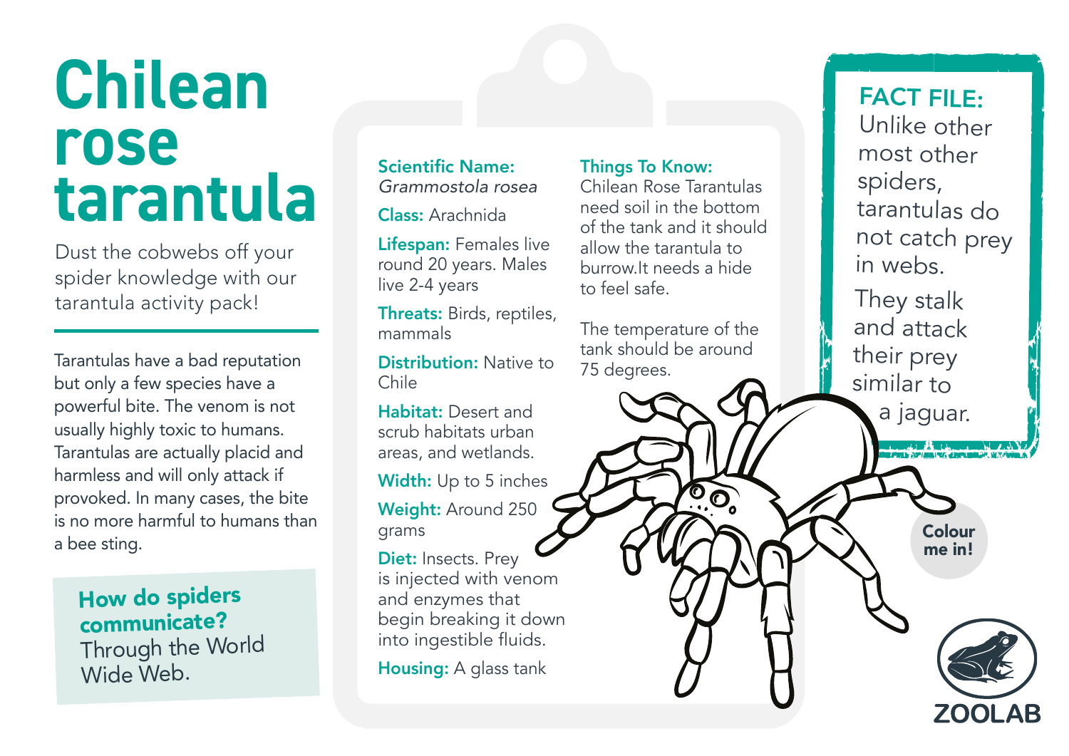# Chilean rose tarantula

Dust the cobwebs off your spider knowledge with our tarantula activity pack!

Tarantulas have a bad reputation but only a few species have a powerful bite. The venom is not usually highly toxic to humans. Tarantulas are actually placid and harmless and will only attack if provoked. In many cases, the bite is no more harmful to humans than a bee sting.

**How do spiders communicate?**
Through the World Wide Web.

**Scientific Name:** *Grammostola rosea*

**Class:** Arachnida

**Lifespan:** Females live round 20 years. Males live 2-4 years

**Threats:** Birds, reptiles, mammals

**Distribution:** Native to Chile

**Habitat:** Desert and scrub habitats urban areas, and wetlands.

**Width:** Up to 5 inches

**Weight:** Around 250 grams

**Diet:** Insects. Prey is injected with venom and enzymes that begin breaking it down into ingestible fluids.

**Housing:** A glass tank

**Things To Know:**
Chilean Rose Tarantulas need soil in the bottom of the tank and it should allow the tarantula to burrow.It needs a hide to feel safe.

The temperature of the tank should be around 75 degrees.

**FACT FILE:**
Unlike other most other spiders, tarantulas do not catch prey in webs.

They stalk and attack their prey similar to a jaguar.

**Colour me in!**

ZOOLAB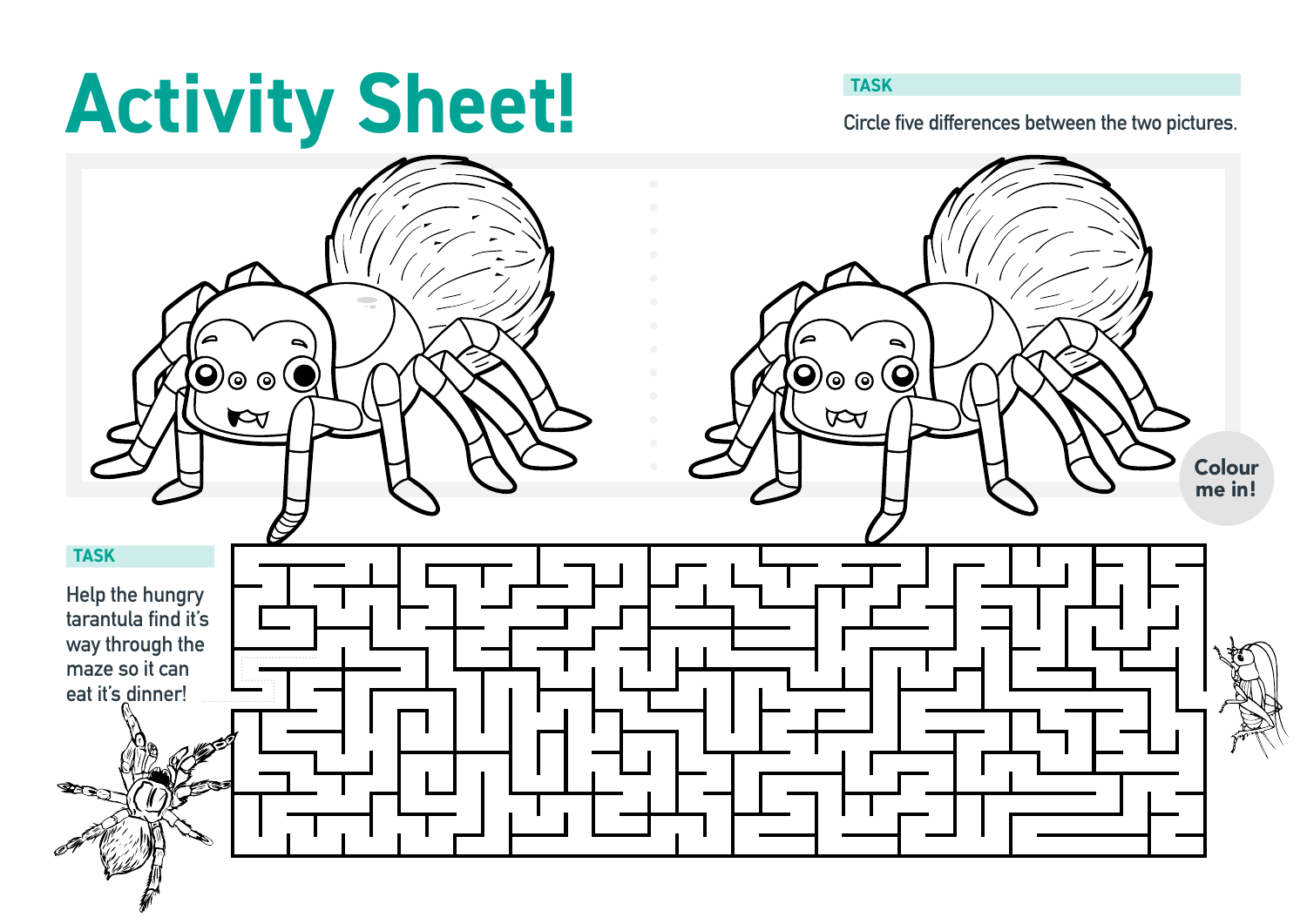# Activity Sheet!

**TASK**

Circle five differences between the two pictures.

Colour me in!

**TASK**

Help the hungry tarantula find it's way through the maze so it can eat it's dinner!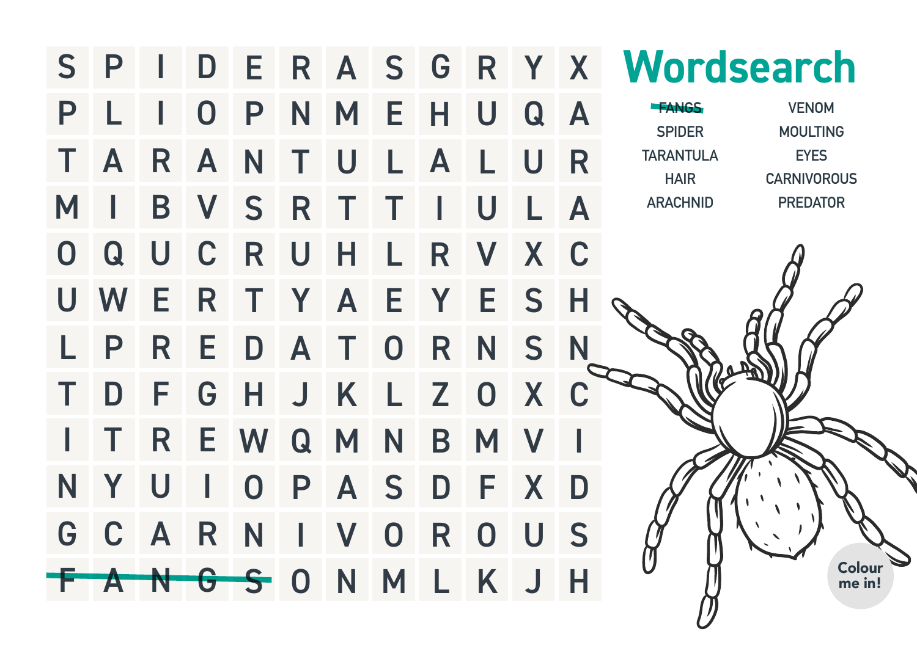# Wordsearch

| | | | | | | | | | | | |
|---|---|---|---|---|---|---|---|---|---|---|---|
| S | P | I | D | E | R | A | S | G | R | Y | X |
| P | L | I | O | P | N | M | E | H | U | Q | A |
| T | A | R | A | N | T | U | L | A | L | U | R |
| M | I | B | V | S | R | T | T | I | U | L | A |
| O | Q | U | C | R | U | H | L | R | V | X | C |
| U | W | E | R | T | Y | A | E | Y | E | S | H |
| L | P | R | E | D | A | T | O | R | N | S | N |
| T | D | F | G | H | J | K | L | Z | O | X | C |
| I | T | R | E | W | Q | M | N | B | M | V | I |
| N | Y | U | I | O | P | A | S | D | F | X | D |
| G | C | A | R | N | I | V | O | R | O | U | S |
| ~~F~~ | ~~A~~ | ~~N~~ | ~~G~~ | ~~S~~ | O | N | M | L | K | J | H |

~~FANGS~~
SPIDER
TARANTULA
HAIR
ARACHNID
VENOM
MOULTING
EYES
CARNIVOROUS
PREDATOR

Colour me in!